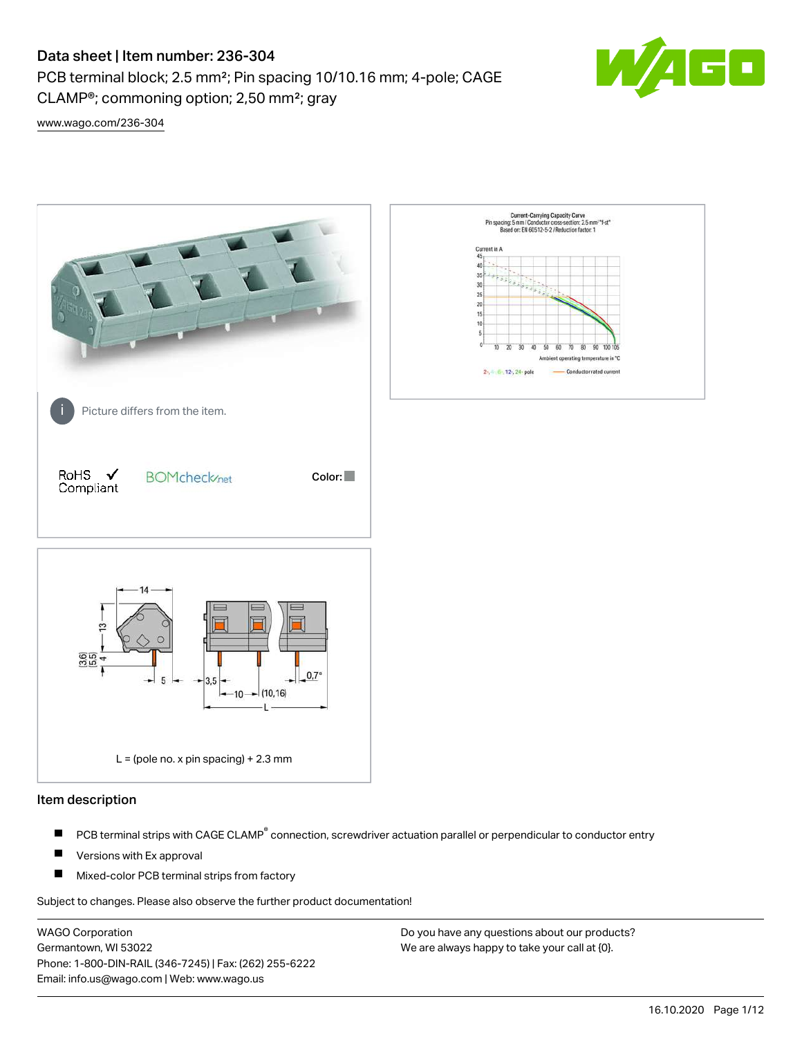# Data sheet | Item number: 236-304

PCB terminal block; 2.5 mm²; Pin spacing 10/10.16 mm; 4-pole; CAGE CLAMP®; commoning option; 2,50 mm²; gray

www.wago.com/236-304

Picture differs from the item.

RoHS ✓ Compliant

BOMcheck.net

Color:

L = (pole no. x pin spacing) + 2.3 mm

## Item description

- PCB terminal strips with CAGE CLAMP® connection, screwdriver actuation parallel or perpendicular to conductor entry
- Versions with Ex approval
- Mixed-color PCB terminal strips from factory

Subject to changes. Please also observe the further product documentation!

WAGO Corporation
Germantown, WI 53022
Phone: 1-800-DIN-RAIL (346-7245) | Fax: (262) 255-6222
Email: info.us@wago.com | Web: www.wago.us

Do you have any questions about our products?
We are always happy to take your call at {0}.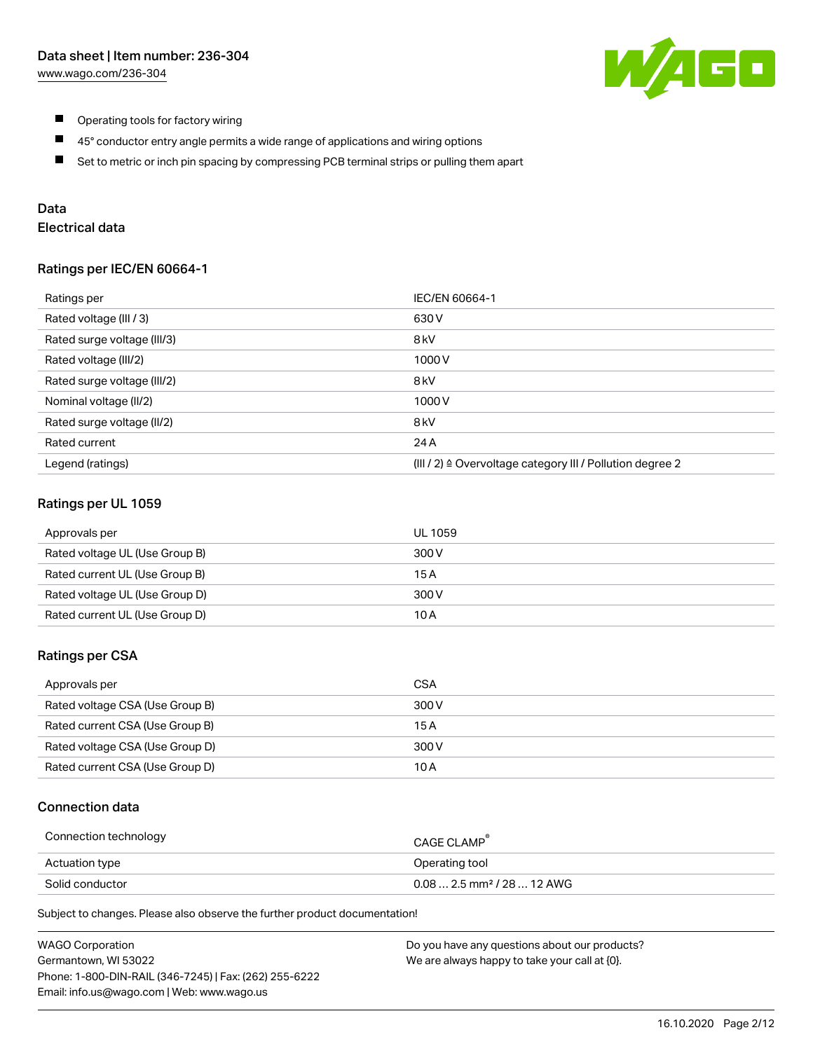- Operating tools for factory wiring
- 45° conductor entry angle permits a wide range of applications and wiring options
- Set to metric or inch pin spacing by compressing PCB terminal strips or pulling them apart

## Data

### Electrical data

#### Ratings per IEC/EN 60664-1

| Ratings per | IEC/EN 60664-1 |
| --- | --- |
| Rated voltage (III / 3) | 630 V |
| Rated surge voltage (III/3) | 8 kV |
| Rated voltage (III/2) | 1000 V |
| Rated surge voltage (III/2) | 8 kV |
| Nominal voltage (II/2) | 1000 V |
| Rated surge voltage (II/2) | 8 kV |
| Rated current | 24 A |
| Legend (ratings) | (III / 2) ≙ Overvoltage category III / Pollution degree 2 |

#### Ratings per UL 1059

| Approvals per | UL 1059 |
| --- | --- |
| Rated voltage UL (Use Group B) | 300 V |
| Rated current UL (Use Group B) | 15 A |
| Rated voltage UL (Use Group D) | 300 V |
| Rated current UL (Use Group D) | 10 A |

#### Ratings per CSA

| Approvals per | CSA |
| --- | --- |
| Rated voltage CSA (Use Group B) | 300 V |
| Rated current CSA (Use Group B) | 15 A |
| Rated voltage CSA (Use Group D) | 300 V |
| Rated current CSA (Use Group D) | 10 A |

### Connection data

| Connection technology | CAGE CLAMP® |
| --- | --- |
| Actuation type | Operating tool |
| Solid conductor | 0.08 … 2.5 mm² / 28 … 12 AWG |

Subject to changes. Please also observe the further product documentation!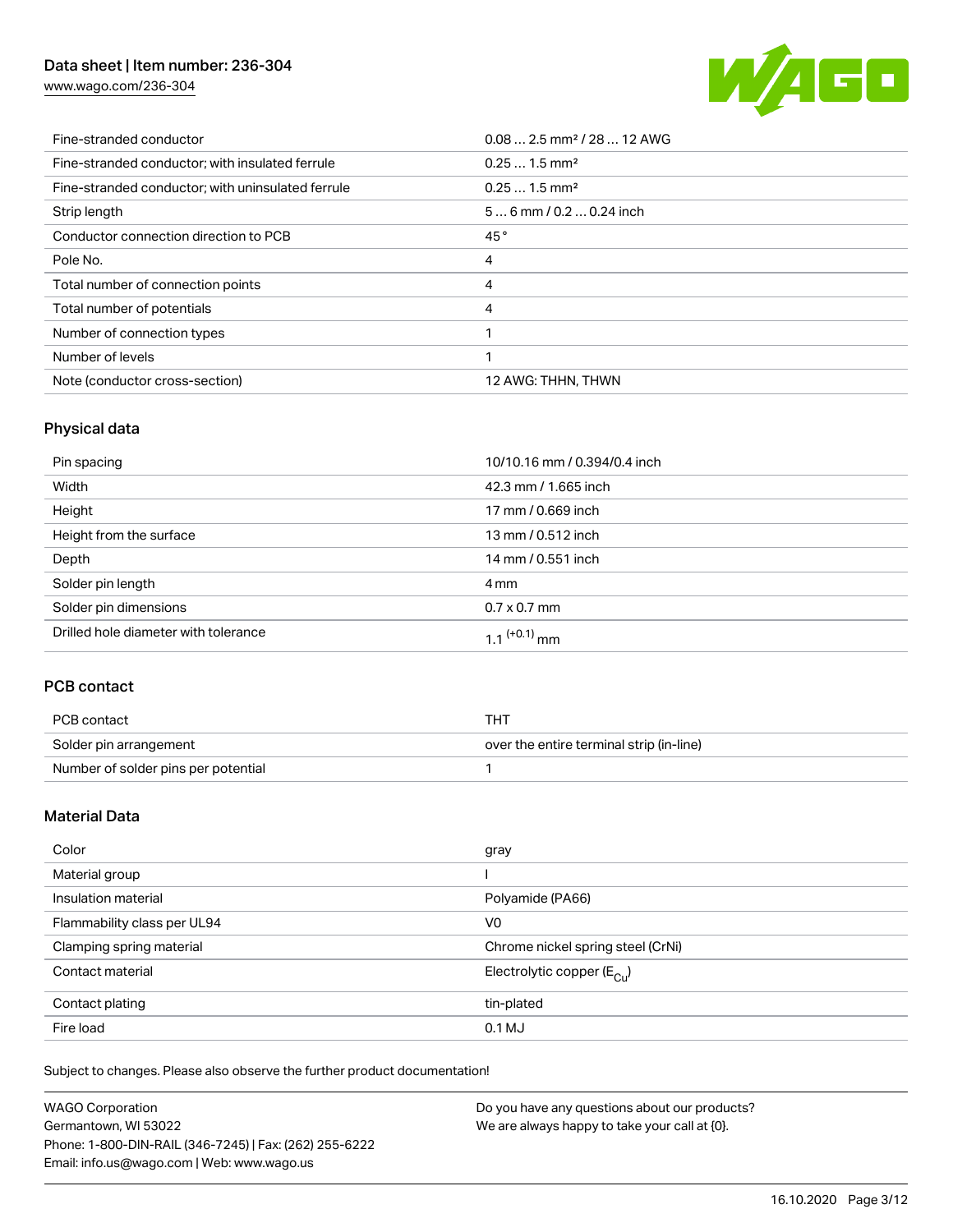| | |
|---|---|
| Fine-stranded conductor | 0.08 … 2.5 mm² / 28 … 12 AWG |
| Fine-stranded conductor; with insulated ferrule | 0.25 … 1.5 mm² |
| Fine-stranded conductor; with uninsulated ferrule | 0.25 … 1.5 mm² |
| Strip length | 5 … 6 mm / 0.2 … 0.24 inch |
| Conductor connection direction to PCB | 45 ° |
| Pole No. | 4 |
| Total number of connection points | 4 |
| Total number of potentials | 4 |
| Number of connection types | 1 |
| Number of levels | 1 |
| Note (conductor cross-section) | 12 AWG: THHN, THWN |

## Physical data

| | |
|---|---|
| Pin spacing | 10/10.16 mm / 0.394/0.4 inch |
| Width | 42.3 mm / 1.665 inch |
| Height | 17 mm / 0.669 inch |
| Height from the surface | 13 mm / 0.512 inch |
| Depth | 14 mm / 0.551 inch |
| Solder pin length | 4 mm |
| Solder pin dimensions | 0.7 x 0.7 mm |
| Drilled hole diameter with tolerance | $1.1^{(+0.1)}$ mm |

## PCB contact

| | |
|---|---|
| PCB contact | THT |
| Solder pin arrangement | over the entire terminal strip (in-line) |
| Number of solder pins per potential | 1 |

## Material Data

| | |
|---|---|
| Color | gray |
| Material group | I |
| Insulation material | Polyamide (PA66) |
| Flammability class per UL94 | V0 |
| Clamping spring material | Chrome nickel spring steel (CrNi) |
| Contact material | Electrolytic copper ($E_{Cu}$) |
| Contact plating | tin-plated |
| Fire load | 0.1 MJ |

Subject to changes. Please also observe the further product documentation!

WAGO Corporation
Germantown, WI 53022
Phone: 1-800-DIN-RAIL (346-7245) | Fax: (262) 255-6222
Email: info.us@wago.com | Web: www.wago.us

Do you have any questions about our products?
We are always happy to take your call at {0}.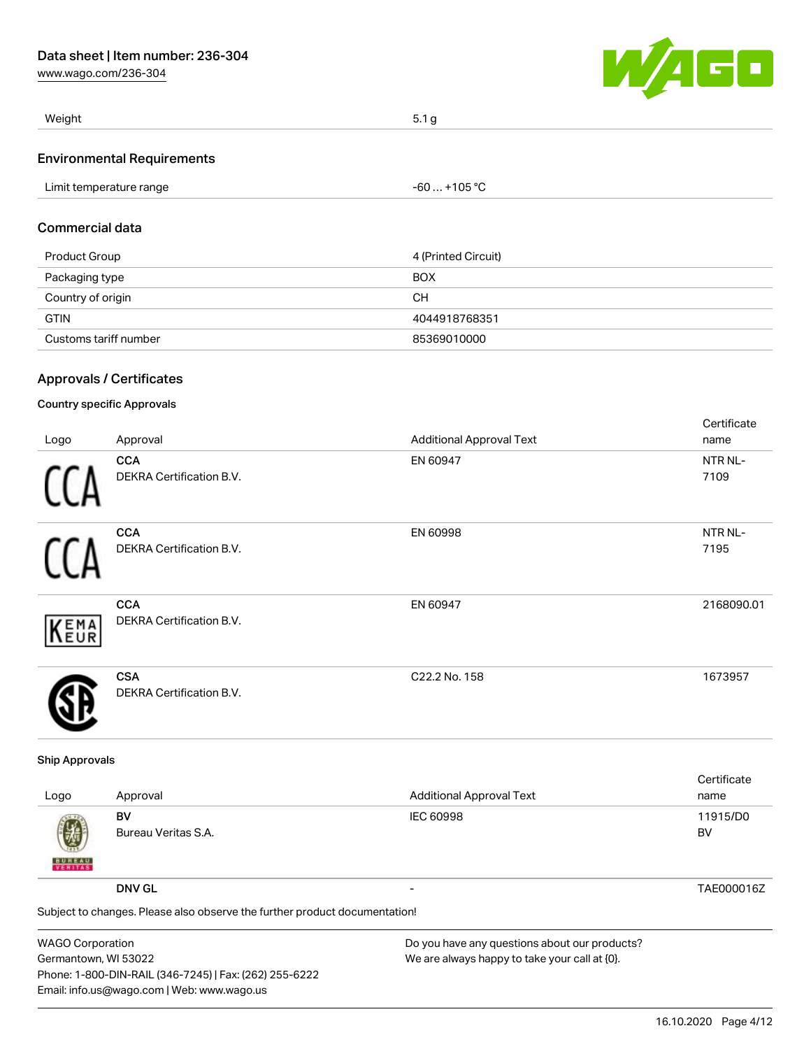| Weight | 5.1 g |
| --- | --- |

## Environmental Requirements

| Limit temperature range | -60 … +105 °C |
| --- | --- |

## Commercial data

| Product Group | 4 (Printed Circuit) |
| --- | --- |
| Packaging type | BOX |
| Country of origin | CH |
| GTIN | 4044918768351 |
| Customs tariff number | 85369010000 |

## Approvals / Certificates

### Country specific Approvals

| Logo | Approval | Additional Approval Text | Certificate name |
| --- | --- | --- | --- |
| | **CCA**<br>DEKRA Certification B.V. | EN 60947 | NTR NL-7109 |
| | **CCA**<br>DEKRA Certification B.V. | EN 60998 | NTR NL-7195 |
| | **CCA**<br>DEKRA Certification B.V. | EN 60947 | 2168090.01 |
| | **CSA**<br>DEKRA Certification B.V. | C22.2 No. 158 | 1673957 |

### Ship Approvals

| Logo | Approval | Additional Approval Text | Certificate name |
| --- | --- | --- | --- |
| | **BV**<br>Bureau Veritas S.A. | IEC 60998 | 11915/D0 BV |
| | **DNV GL** | - | TAE000016Z |

Subject to changes. Please also observe the further product documentation!

WAGO Corporation
Germantown, WI 53022
Phone: 1-800-DIN-RAIL (346-7245) | Fax: (262) 255-6222
Email: info.us@wago.com | Web: www.wago.us

Do you have any questions about our products?
We are always happy to take your call at {0}.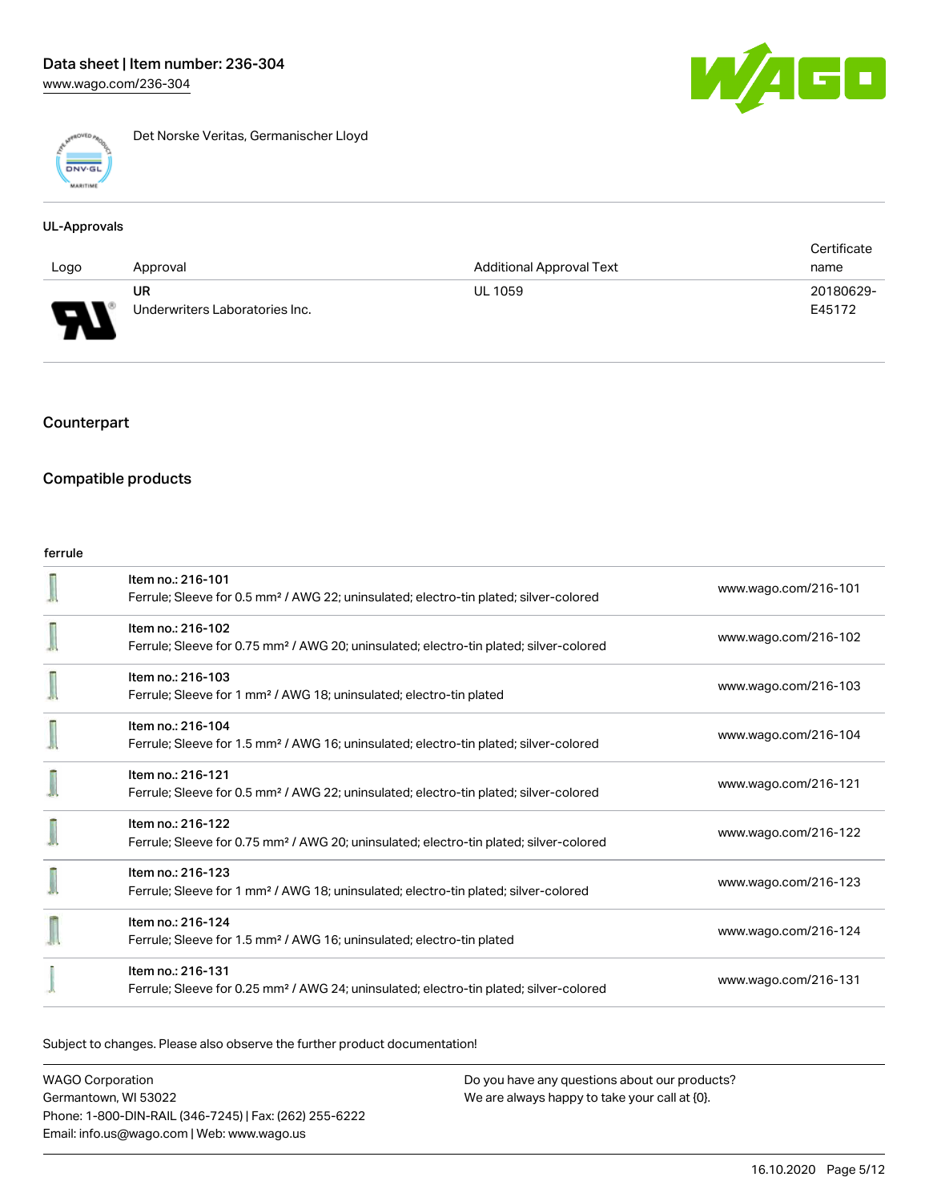Det Norske Veritas, Germanischer Lloyd

## UL-Approvals

| Logo | Approval | Additional Approval Text | Certificate name |
| --- | --- | --- | --- |
| | UR<br>Underwriters Laboratories Inc. | UL 1059 | 20180629-E45172 |

## Counterpart

## Compatible products

ferrule

| | | |
| --- | --- | --- |
| | Item no.: 216-101<br>Ferrule; Sleeve for 0.5 mm² / AWG 22; uninsulated; electro-tin plated; silver-colored | www.wago.com/216-101 |
| | Item no.: 216-102<br>Ferrule; Sleeve for 0.75 mm² / AWG 20; uninsulated; electro-tin plated; silver-colored | www.wago.com/216-102 |
| | Item no.: 216-103<br>Ferrule; Sleeve for 1 mm² / AWG 18; uninsulated; electro-tin plated | www.wago.com/216-103 |
| | Item no.: 216-104<br>Ferrule; Sleeve for 1.5 mm² / AWG 16; uninsulated; electro-tin plated; silver-colored | www.wago.com/216-104 |
| | Item no.: 216-121<br>Ferrule; Sleeve for 0.5 mm² / AWG 22; uninsulated; electro-tin plated; silver-colored | www.wago.com/216-121 |
| | Item no.: 216-122<br>Ferrule; Sleeve for 0.75 mm² / AWG 20; uninsulated; electro-tin plated; silver-colored | www.wago.com/216-122 |
| | Item no.: 216-123<br>Ferrule; Sleeve for 1 mm² / AWG 18; uninsulated; electro-tin plated; silver-colored | www.wago.com/216-123 |
| | Item no.: 216-124<br>Ferrule; Sleeve for 1.5 mm² / AWG 16; uninsulated; electro-tin plated | www.wago.com/216-124 |
| | Item no.: 216-131<br>Ferrule; Sleeve for 0.25 mm² / AWG 24; uninsulated; electro-tin plated; silver-colored | www.wago.com/216-131 |

Subject to changes. Please also observe the further product documentation!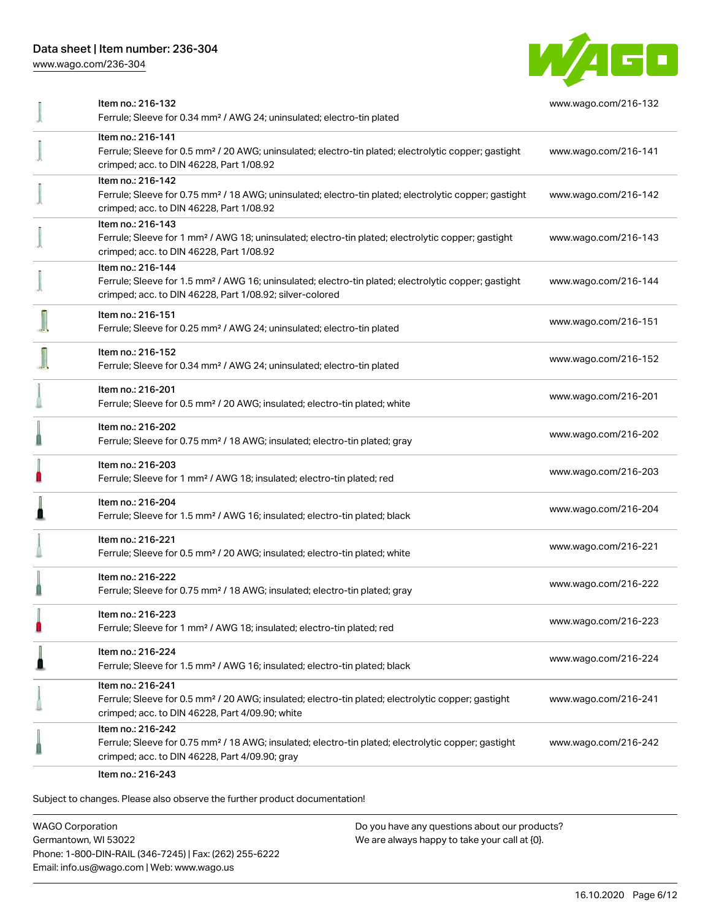| | | |
|---|---|---|
| | Item no.: 216-132<br>Ferrule; Sleeve for 0.34 mm² / AWG 24; uninsulated; electro-tin plated | www.wago.com/216-132 |
| | Item no.: 216-141<br>Ferrule; Sleeve for 0.5 mm² / 20 AWG; uninsulated; electro-tin plated; electrolytic copper; gastight crimped; acc. to DIN 46228, Part 1/08.92 | www.wago.com/216-141 |
| | Item no.: 216-142<br>Ferrule; Sleeve for 0.75 mm² / 18 AWG; uninsulated; electro-tin plated; electrolytic copper; gastight crimped; acc. to DIN 46228, Part 1/08.92 | www.wago.com/216-142 |
| | Item no.: 216-143<br>Ferrule; Sleeve for 1 mm² / AWG 18; uninsulated; electro-tin plated; electrolytic copper; gastight crimped; acc. to DIN 46228, Part 1/08.92 | www.wago.com/216-143 |
| | Item no.: 216-144<br>Ferrule; Sleeve for 1.5 mm² / AWG 16; uninsulated; electro-tin plated; electrolytic copper; gastight crimped; acc. to DIN 46228, Part 1/08.92; silver-colored | www.wago.com/216-144 |
| | Item no.: 216-151<br>Ferrule; Sleeve for 0.25 mm² / AWG 24; uninsulated; electro-tin plated | www.wago.com/216-151 |
| | Item no.: 216-152<br>Ferrule; Sleeve for 0.34 mm² / AWG 24; uninsulated; electro-tin plated | www.wago.com/216-152 |
| | Item no.: 216-201<br>Ferrule; Sleeve for 0.5 mm² / 20 AWG; insulated; electro-tin plated; white | www.wago.com/216-201 |
| | Item no.: 216-202<br>Ferrule; Sleeve for 0.75 mm² / 18 AWG; insulated; electro-tin plated; gray | www.wago.com/216-202 |
| | Item no.: 216-203<br>Ferrule; Sleeve for 1 mm² / AWG 18; insulated; electro-tin plated; red | www.wago.com/216-203 |
| | Item no.: 216-204<br>Ferrule; Sleeve for 1.5 mm² / AWG 16; insulated; electro-tin plated; black | www.wago.com/216-204 |
| | Item no.: 216-221<br>Ferrule; Sleeve for 0.5 mm² / 20 AWG; insulated; electro-tin plated; white | www.wago.com/216-221 |
| | Item no.: 216-222<br>Ferrule; Sleeve for 0.75 mm² / 18 AWG; insulated; electro-tin plated; gray | www.wago.com/216-222 |
| | Item no.: 216-223<br>Ferrule; Sleeve for 1 mm² / AWG 18; insulated; electro-tin plated; red | www.wago.com/216-223 |
| | Item no.: 216-224<br>Ferrule; Sleeve for 1.5 mm² / AWG 16; insulated; electro-tin plated; black | www.wago.com/216-224 |
| | Item no.: 216-241<br>Ferrule; Sleeve for 0.5 mm² / 20 AWG; insulated; electro-tin plated; electrolytic copper; gastight crimped; acc. to DIN 46228, Part 4/09.90; white | www.wago.com/216-241 |
| | Item no.: 216-242<br>Ferrule; Sleeve for 0.75 mm² / 18 AWG; insulated; electro-tin plated; electrolytic copper; gastight crimped; acc. to DIN 46228, Part 4/09.90; gray | www.wago.com/216-242 |
| | Item no.: 216-243 | |

Subject to changes. Please also observe the further product documentation!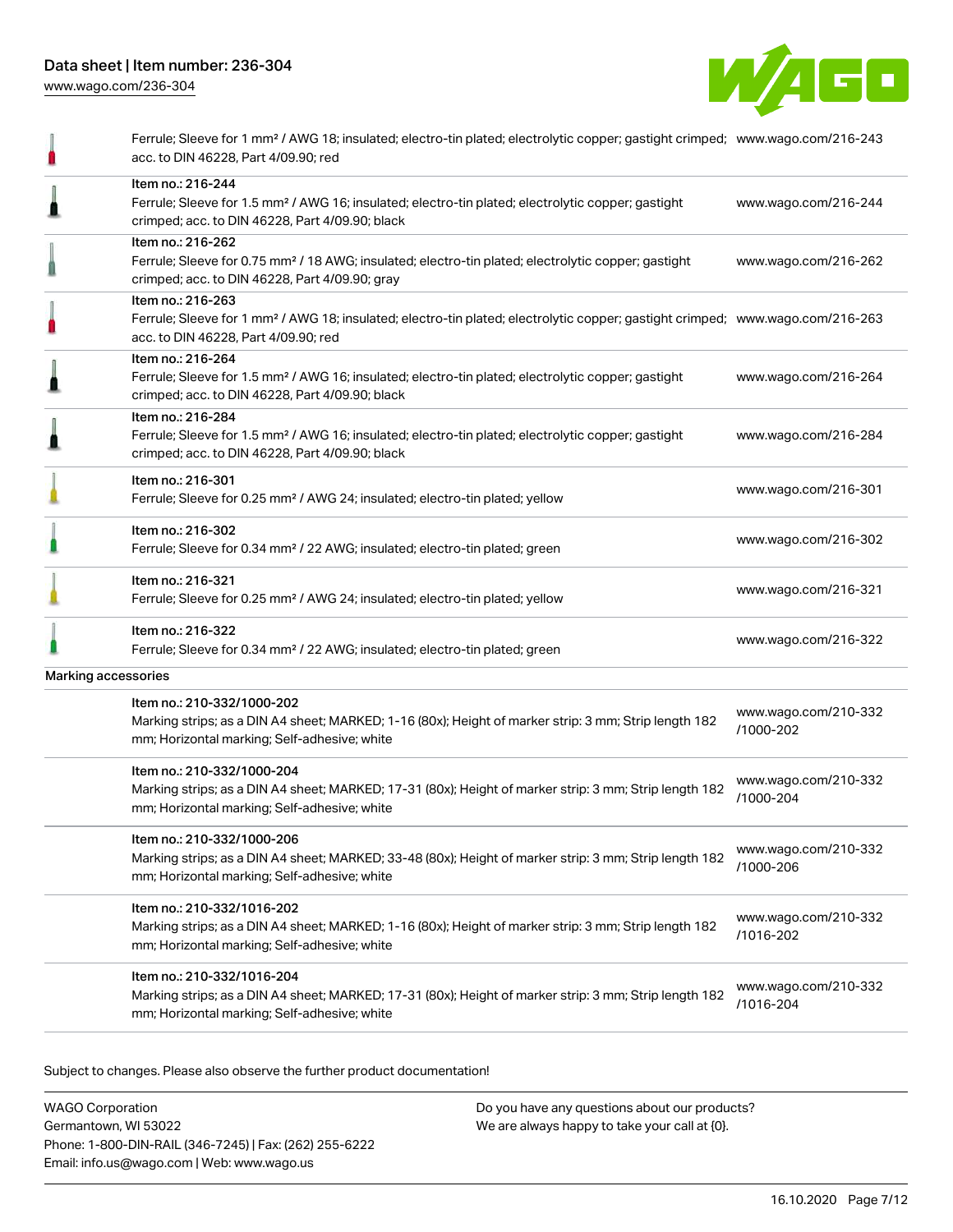| | | |
|---|---|---|
| | Ferrule; Sleeve for 1 mm² / AWG 18; insulated; electro-tin plated; electrolytic copper; gastight crimped; acc. to DIN 46228, Part 4/09.90; red | www.wago.com/216-243 |
| | Item no.: 216-244<br>Ferrule; Sleeve for 1.5 mm² / AWG 16; insulated; electro-tin plated; electrolytic copper; gastight crimped; acc. to DIN 46228, Part 4/09.90; black | www.wago.com/216-244 |
| | Item no.: 216-262<br>Ferrule; Sleeve for 0.75 mm² / 18 AWG; insulated; electro-tin plated; electrolytic copper; gastight crimped; acc. to DIN 46228, Part 4/09.90; gray | www.wago.com/216-262 |
| | Item no.: 216-263<br>Ferrule; Sleeve for 1 mm² / AWG 18; insulated; electro-tin plated; electrolytic copper; gastight crimped; acc. to DIN 46228, Part 4/09.90; red | www.wago.com/216-263 |
| | Item no.: 216-264<br>Ferrule; Sleeve for 1.5 mm² / AWG 16; insulated; electro-tin plated; electrolytic copper; gastight crimped; acc. to DIN 46228, Part 4/09.90; black | www.wago.com/216-264 |
| | Item no.: 216-284<br>Ferrule; Sleeve for 1.5 mm² / AWG 16; insulated; electro-tin plated; electrolytic copper; gastight crimped; acc. to DIN 46228, Part 4/09.90; black | www.wago.com/216-284 |
| | Item no.: 216-301<br>Ferrule; Sleeve for 0.25 mm² / AWG 24; insulated; electro-tin plated; yellow | www.wago.com/216-301 |
| | Item no.: 216-302<br>Ferrule; Sleeve for 0.34 mm² / 22 AWG; insulated; electro-tin plated; green | www.wago.com/216-302 |
| | Item no.: 216-321<br>Ferrule; Sleeve for 0.25 mm² / AWG 24; insulated; electro-tin plated; yellow | www.wago.com/216-321 |
| | Item no.: 216-322<br>Ferrule; Sleeve for 0.34 mm² / 22 AWG; insulated; electro-tin plated; green | www.wago.com/216-322 |
| Marking accessories | | |
| | Item no.: 210-332/1000-202<br>Marking strips; as a DIN A4 sheet; MARKED; 1-16 (80x); Height of marker strip: 3 mm; Strip length 182 mm; Horizontal marking; Self-adhesive; white | www.wago.com/210-332/1000-202 |
| | Item no.: 210-332/1000-204<br>Marking strips; as a DIN A4 sheet; MARKED; 17-31 (80x); Height of marker strip: 3 mm; Strip length 182 mm; Horizontal marking; Self-adhesive; white | www.wago.com/210-332/1000-204 |
| | Item no.: 210-332/1000-206<br>Marking strips; as a DIN A4 sheet; MARKED; 33-48 (80x); Height of marker strip: 3 mm; Strip length 182 mm; Horizontal marking; Self-adhesive; white | www.wago.com/210-332/1000-206 |
| | Item no.: 210-332/1016-202<br>Marking strips; as a DIN A4 sheet; MARKED; 1-16 (80x); Height of marker strip: 3 mm; Strip length 182 mm; Horizontal marking; Self-adhesive; white | www.wago.com/210-332/1016-202 |
| | Item no.: 210-332/1016-204<br>Marking strips; as a DIN A4 sheet; MARKED; 17-31 (80x); Height of marker strip: 3 mm; Strip length 182 mm; Horizontal marking; Self-adhesive; white | www.wago.com/210-332/1016-204 |

Subject to changes. Please also observe the further product documentation!

WAGO Corporation
Germantown, WI 53022
Phone: 1-800-DIN-RAIL (346-7245) | Fax: (262) 255-6222
Email: info.us@wago.com | Web: www.wago.us

Do you have any questions about our products?
We are always happy to take your call at {0}.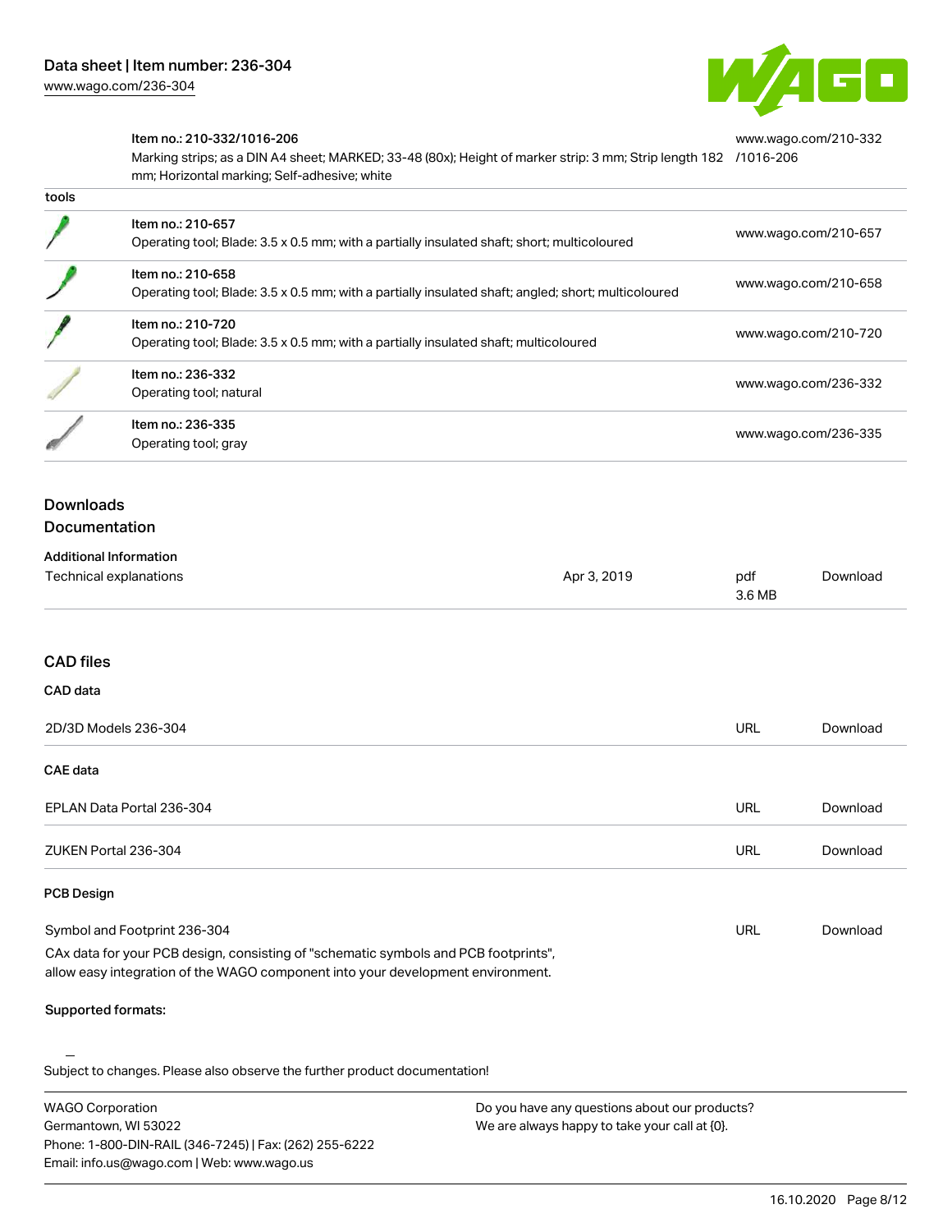| | | |
|---|---|---|
| | Item no.: 210-332/1016-206<br>Marking strips; as a DIN A4 sheet; MARKED; 33-48 (80x); Height of marker strip: 3 mm; Strip length 182 mm; Horizontal marking; Self-adhesive; white | www.wago.com/210-332/1016-206 |
| tools | | |
| | Item no.: 210-657<br>Operating tool; Blade: 3.5 x 0.5 mm; with a partially insulated shaft; short; multicoloured | www.wago.com/210-657 |
| | Item no.: 210-658<br>Operating tool; Blade: 3.5 x 0.5 mm; with a partially insulated shaft; angled; short; multicoloured | www.wago.com/210-658 |
| | Item no.: 210-720<br>Operating tool; Blade: 3.5 x 0.5 mm; with a partially insulated shaft; multicoloured | www.wago.com/210-720 |
| | Item no.: 236-332<br>Operating tool; natural | www.wago.com/236-332 |
| | Item no.: 236-335<br>Operating tool; gray | www.wago.com/236-335 |

## Downloads

### Documentation

**Additional Information**

| | | | |
|---|---|---|---|
| Technical explanations | Apr 3, 2019 | pdf 3.6 MB | Download |

### CAD files

**CAD data**

| | | |
|---|---|---|
| 2D/3D Models 236-304 | URL | Download |

**CAE data**

| | | |
|---|---|---|
| EPLAN Data Portal 236-304 | URL | Download |
| ZUKEN Portal 236-304 | URL | Download |

**PCB Design**

| | | |
|---|---|---|
| Symbol and Footprint 236-304 | URL | Download |

CAx data for your PCB design, consisting of "schematic symbols and PCB footprints", allow easy integration of the WAGO component into your development environment.

**Supported formats:**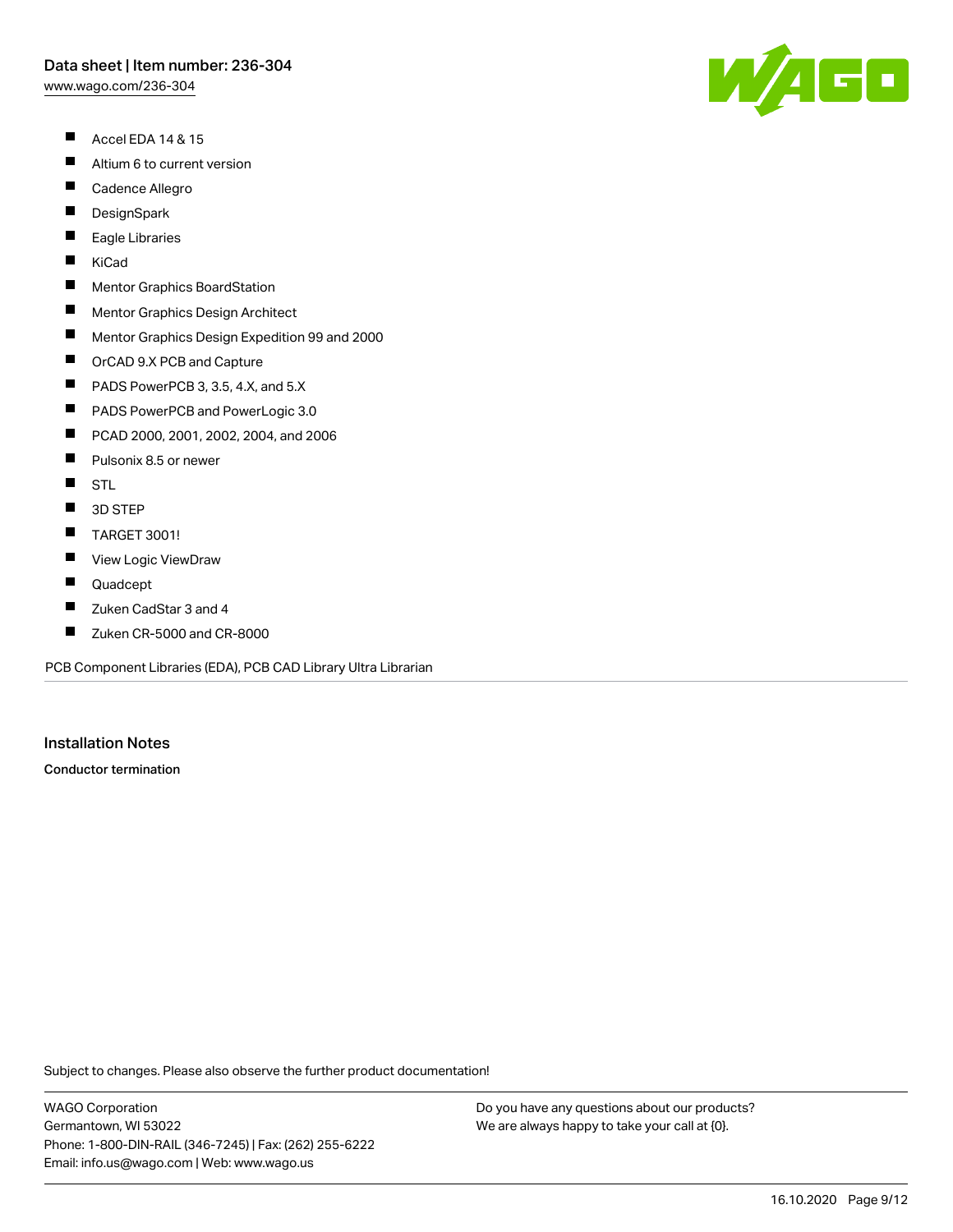- Accel EDA 14 & 15
- Altium 6 to current version
- Cadence Allegro
- DesignSpark
- Eagle Libraries
- KiCad
- Mentor Graphics BoardStation
- Mentor Graphics Design Architect
- Mentor Graphics Design Expedition 99 and 2000
- OrCAD 9.X PCB and Capture
- PADS PowerPCB 3, 3.5, 4.X, and 5.X
- PADS PowerPCB and PowerLogic 3.0
- PCAD 2000, 2001, 2002, 2004, and 2006
- Pulsonix 8.5 or newer
- STL
- 3D STEP
- TARGET 3001!
- View Logic ViewDraw
- Quadcept
- Zuken CadStar 3 and 4
- Zuken CR-5000 and CR-8000

PCB Component Libraries (EDA), PCB CAD Library Ultra Librarian

## Installation Notes

**Conductor termination**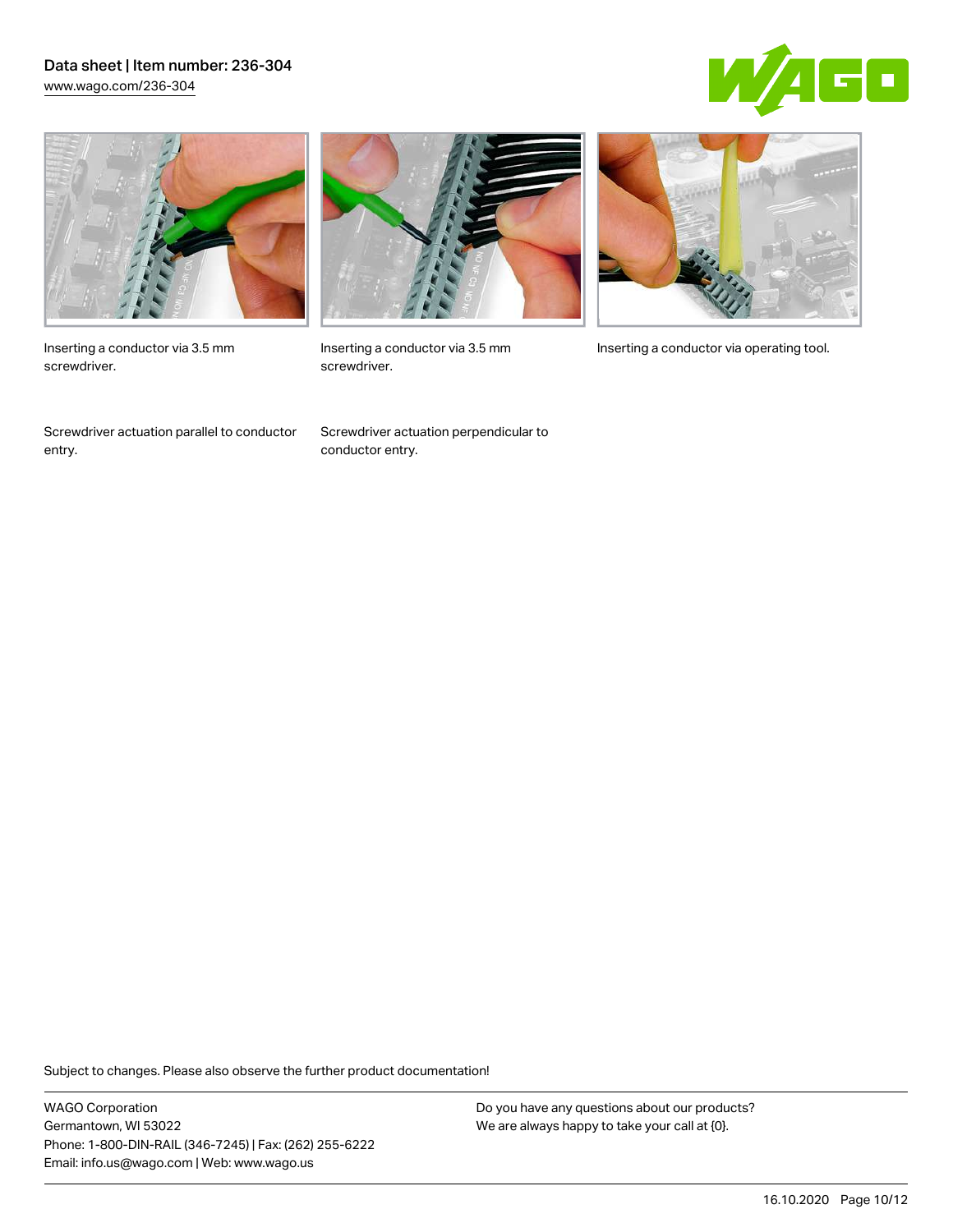Inserting a conductor via 3.5 mm screwdriver.

Inserting a conductor via 3.5 mm screwdriver.

Inserting a conductor via operating tool.

Screwdriver actuation parallel to conductor entry.

Screwdriver actuation perpendicular to conductor entry.

Subject to changes. Please also observe the further product documentation!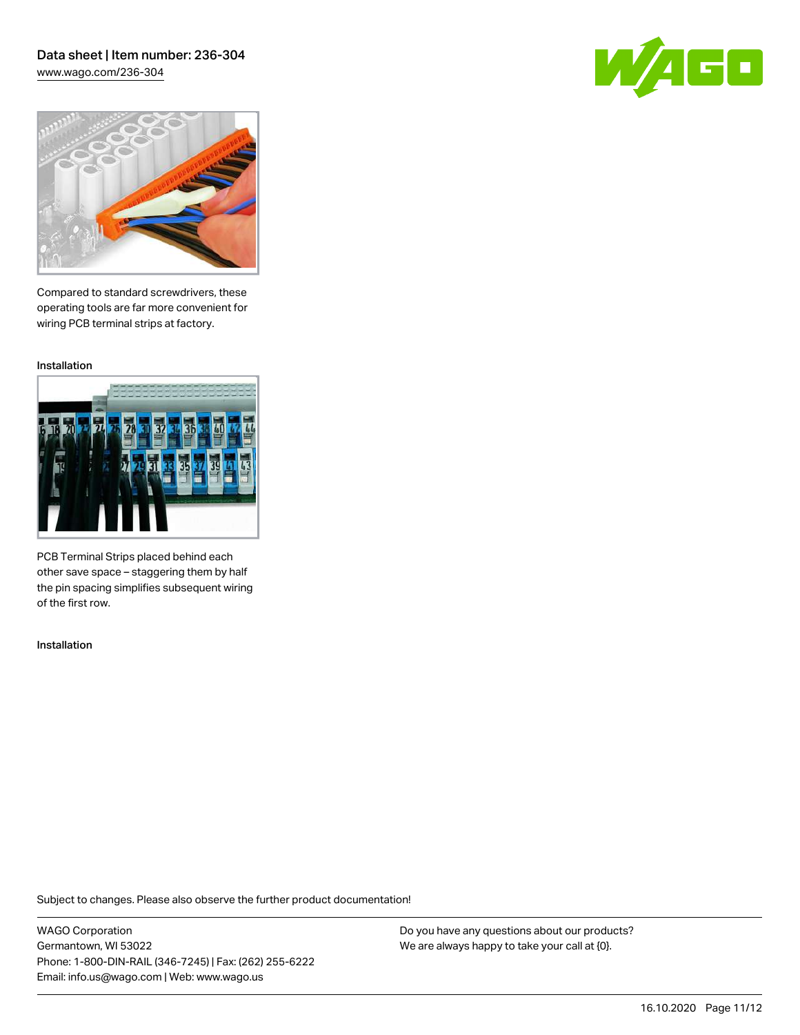Compared to standard screwdrivers, these operating tools are far more convenient for wiring PCB terminal strips at factory.

Installation

PCB Terminal Strips placed behind each other save space – staggering them by half the pin spacing simplifies subsequent wiring of the first row.

Installation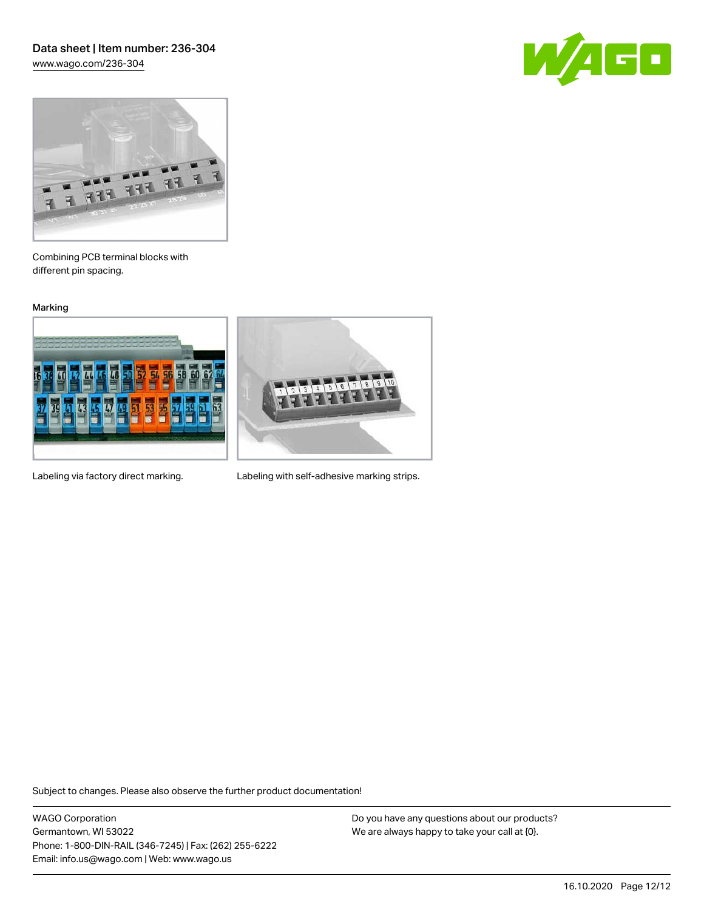Combining PCB terminal blocks with different pin spacing.

Marking

Labeling via factory direct marking.

Labeling with self-adhesive marking strips.

Subject to changes. Please also observe the further product documentation!

WAGO Corporation
Germantown, WI 53022
Phone: 1-800-DIN-RAIL (346-7245) | Fax: (262) 255-6222
Email: info.us@wago.com | Web: www.wago.us

Do you have any questions about our products?
We are always happy to take your call at {0}.